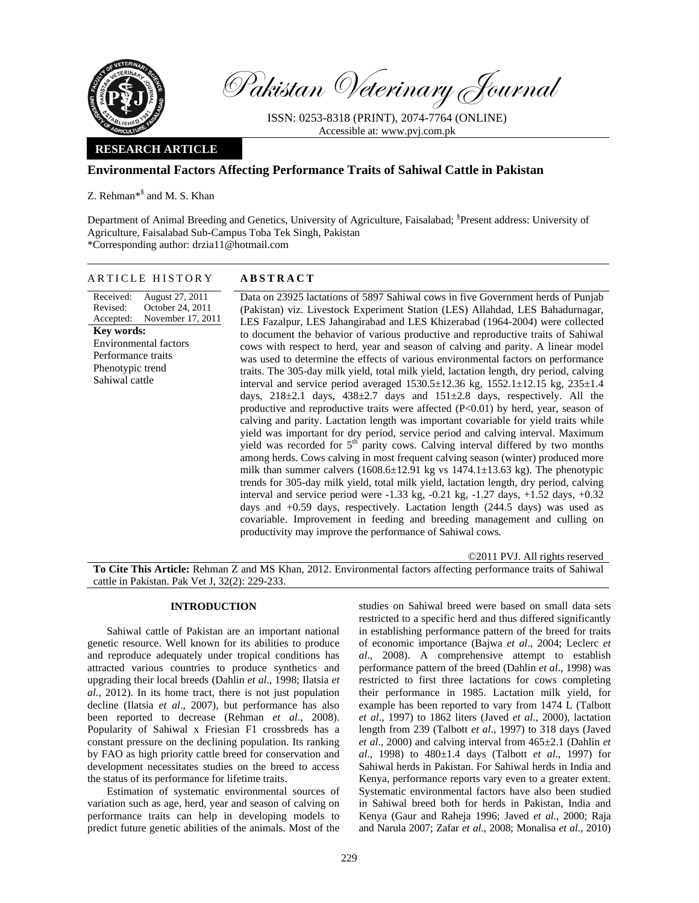# Pakistan Veterinary Journal

ISSN: 0253-8318 (PRINT), 2074-7764 (ONLINE)
Accessible at: www.pvj.com.pk

**RESEARCH ARTICLE**

## Environmental Factors Affecting Performance Traits of Sahiwal Cattle in Pakistan

Z. Rehman*[§] and M. S. Khan

Department of Animal Breeding and Genetics, University of Agriculture, Faisalabad; [§]Present address: University of Agriculture, Faisalabad Sub-Campus Toba Tek Singh, Pakistan
*Corresponding author: drzia11@hotmail.com

### ARTICLE HISTORY

Received: August 27, 2011
Revised: October 24, 2011
Accepted: November 17, 2011

**Key words:**
Environmental factors
Performance traits
Phenotypic trend
Sahiwal cattle

### ABSTRACT

Data on 23925 lactations of 5897 Sahiwal cows in five Government herds of Punjab (Pakistan) viz. Livestock Experiment Station (LES) Allahdad, LES Bahadurnagar, LES Fazalpur, LES Jahangirabad and LES Khizerabad (1964-2004) were collected to document the behavior of various productive and reproductive traits of Sahiwal cows with respect to herd, year and season of calving and parity. A linear model was used to determine the effects of various environmental factors on performance traits. The 305-day milk yield, total milk yield, lactation length, dry period, calving interval and service period averaged 1530.5±12.36 kg, 1552.1±12.15 kg, 235±1.4 days, 218±2.1 days, 438±2.7 days and 151±2.8 days, respectively. All the productive and reproductive traits were affected ($P<0.01$) by herd, year, season of calving and parity. Lactation length was important covariable for yield traits while yield was important for dry period, service period and calving interval. Maximum yield was recorded for 5$^{th}$ parity cows. Calving interval differed by two months among herds. Cows calving in most frequent calving season (winter) produced more milk than summer calvers (1608.6±12.91 kg vs 1474.1±13.63 kg). The phenotypic trends for 305-day milk yield, total milk yield, lactation length, dry period, calving interval and service period were -1.33 kg, -0.21 kg, -1.27 days, +1.52 days, +0.32 days and +0.59 days, respectively. Lactation length (244.5 days) was used as covariable. Improvement in feeding and breeding management and culling on productivity may improve the performance of Sahiwal cows.

©2011 PVJ. All rights reserved

**To Cite This Article:** Rehman Z and MS Khan, 2012. Environmental factors affecting performance traits of Sahiwal cattle in Pakistan. Pak Vet J, 32(2): 229-233.

## INTRODUCTION

Sahiwal cattle of Pakistan are an important national genetic resource. Well known for its abilities to produce and reproduce adequately under tropical conditions has attracted various countries to produce synthetics and upgrading their local breeds (Dahlin *et al*., 1998; Ilatsia *et al.*, 2012). In its home tract, there is not just population decline (Ilatsia *et al*., 2007), but performance has also been reported to decrease (Rehman *et al*., 2008). Popularity of Sahiwal x Friesian F1 crossbreds has a constant pressure on the declining population. Its ranking by FAO as high priority cattle breed for conservation and development necessitates studies on the breed to access the status of its performance for lifetime traits.

Estimation of systematic environmental sources of variation such as age, herd, year and season of calving on performance traits can help in developing models to predict future genetic abilities of the animals. Most of the studies on Sahiwal breed were based on small data sets restricted to a specific herd and thus differed significantly in establishing performance pattern of the breed for traits of economic importance (Bajwa *et al*., 2004; Leclerc *et al*., 2008). A comprehensive attempt to establish performance pattern of the breed (Dahlin *et al*., 1998) was restricted to first three lactations for cows completing their performance in 1985. Lactation milk yield, for example has been reported to vary from 1474 L (Talbott *et al*., 1997) to 1862 liters (Javed *et al*., 2000), lactation length from 239 (Talbott *et al*., 1997) to 318 days (Javed *et al*., 2000) and calving interval from 465±2.1 (Dahlin *et al*., 1998) to 480±1.4 days (Talbott *et al*., 1997) for Sahiwal herds in Pakistan. For Sahiwal herds in India and Kenya, performance reports vary even to a greater extent. Systematic environmental factors have also been studied in Sahiwal breed both for herds in Pakistan, India and Kenya (Gaur and Raheja 1996; Javed *et al*., 2000; Raja and Narula 2007; Zafar *et al*., 2008; Monalisa *et al*., 2010)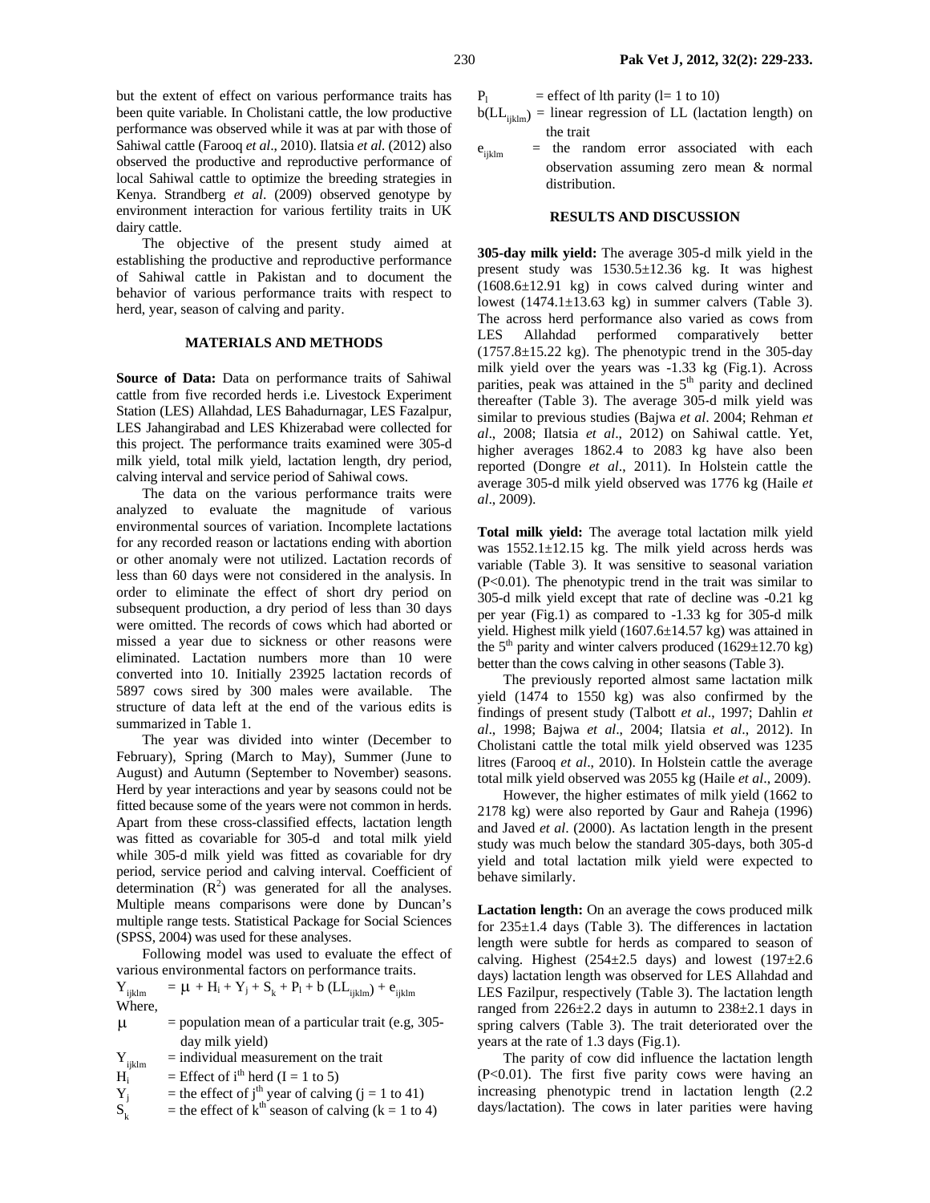but the extent of effect on various performance traits has been quite variable. In Cholistani cattle, the low productive performance was observed while it was at par with those of Sahiwal cattle (Farooq *et al*., 2010). Ilatsia *et al.* (2012) also observed the productive and reproductive performance of local Sahiwal cattle to optimize the breeding strategies in Kenya. Strandberg *et al*. (2009) observed genotype by environment interaction for various fertility traits in UK dairy cattle.

The objective of the present study aimed at establishing the productive and reproductive performance of Sahiwal cattle in Pakistan and to document the behavior of various performance traits with respect to herd, year, season of calving and parity.

## MATERIALS AND METHODS

**Source of Data:** Data on performance traits of Sahiwal cattle from five recorded herds i.e. Livestock Experiment Station (LES) Allahdad, LES Bahadurnagar, LES Fazalpur, LES Jahangirabad and LES Khizerabad were collected for this project. The performance traits examined were 305-d milk yield, total milk yield, lactation length, dry period, calving interval and service period of Sahiwal cows.

The data on the various performance traits were analyzed to evaluate the magnitude of various environmental sources of variation. Incomplete lactations for any recorded reason or lactations ending with abortion or other anomaly were not utilized. Lactation records of less than 60 days were not considered in the analysis. In order to eliminate the effect of short dry period on subsequent production, a dry period of less than 30 days were omitted. The records of cows which had aborted or missed a year due to sickness or other reasons were eliminated. Lactation numbers more than 10 were converted into 10. Initially 23925 lactation records of 5897 cows sired by 300 males were available. The structure of data left at the end of the various edits is summarized in Table 1.

The year was divided into winter (December to February), Spring (March to May), Summer (June to August) and Autumn (September to November) seasons. Herd by year interactions and year by seasons could not be fitted because some of the years were not common in herds. Apart from these cross-classified effects, lactation length was fitted as covariable for 305-d and total milk yield while 305-d milk yield was fitted as covariable for dry period, service period and calving interval. Coefficient of determination ($R^2$) was generated for all the analyses. Multiple means comparisons were done by Duncan's multiple range tests. Statistical Package for Social Sciences (SPSS, 2004) was used for these analyses.

Following model was used to evaluate the effect of various environmental factors on performance traits.

$$Y_{ijklm} = \mu + H_i + Y_j + S_k + P_l + b\,(LL_{ijklm}) + e_{ijklm}$$

Where,

$\mu$ = population mean of a particular trait (e.g, 305-day milk yield)

$Y_{ijklm}$ = individual measurement on the trait

$H_i$ = Effect of $i^{th}$ herd (I = 1 to 5)

$Y_j$ = the effect of $j^{th}$ year of calving (j = 1 to 41)

$S_k$ = the effect of $k^{th}$ season of calving (k = 1 to 4)

$P_l$ = effect of lth parity (l= 1 to 10)

$b(LL_{ijklm})$ = linear regression of LL (lactation length) on the trait

$e_{ijklm}$ = the random error associated with each observation assuming zero mean & normal distribution.

## RESULTS AND DISCUSSION

**305-day milk yield:** The average 305-d milk yield in the present study was 1530.5±12.36 kg. It was highest (1608.6±12.91 kg) in cows calved during winter and lowest (1474.1±13.63 kg) in summer calvers (Table 3). The across herd performance also varied as cows from LES Allahdad performed comparatively better (1757.8±15.22 kg). The phenotypic trend in the 305-day milk yield over the years was -1.33 kg (Fig.1). Across parities, peak was attained in the $5^{th}$ parity and declined thereafter (Table 3). The average 305-d milk yield was similar to previous studies (Bajwa *et al*. 2004; Rehman *et al*., 2008; Ilatsia *et al*., 2012) on Sahiwal cattle. Yet, higher averages 1862.4 to 2083 kg have also been reported (Dongre *et al*., 2011). In Holstein cattle the average 305-d milk yield observed was 1776 kg (Haile *et al*., 2009).

**Total milk yield:** The average total lactation milk yield was 1552.1±12.15 kg. The milk yield across herds was variable (Table 3). It was sensitive to seasonal variation (P<0.01). The phenotypic trend in the trait was similar to 305-d milk yield except that rate of decline was -0.21 kg per year (Fig.1) as compared to -1.33 kg for 305-d milk yield. Highest milk yield (1607.6±14.57 kg) was attained in the $5^{th}$ parity and winter calvers produced (1629±12.70 kg) better than the cows calving in other seasons (Table 3).

The previously reported almost same lactation milk yield (1474 to 1550 kg) was also confirmed by the findings of present study (Talbott *et al*., 1997; Dahlin *et al*., 1998; Bajwa *et al*., 2004; Ilatsia *et al*., 2012). In Cholistani cattle the total milk yield observed was 1235 litres (Farooq *et al*., 2010). In Holstein cattle the average total milk yield observed was 2055 kg (Haile *et al*., 2009).

However, the higher estimates of milk yield (1662 to 2178 kg) were also reported by Gaur and Raheja (1996) and Javed *et al*. (2000). As lactation length in the present study was much below the standard 305-days, both 305-d yield and total lactation milk yield were expected to behave similarly.

**Lactation length:** On an average the cows produced milk for 235±1.4 days (Table 3). The differences in lactation length were subtle for herds as compared to season of calving. Highest (254±2.5 days) and lowest (197±2.6 days) lactation length was observed for LES Allahdad and LES Fazilpur, respectively (Table 3). The lactation length ranged from 226±2.2 days in autumn to 238±2.1 days in spring calvers (Table 3). The trait deteriorated over the years at the rate of 1.3 days (Fig.1).

The parity of cow did influence the lactation length (P<0.01). The first five parity cows were having an increasing phenotypic trend in lactation length (2.2 days/lactation). The cows in later parities were having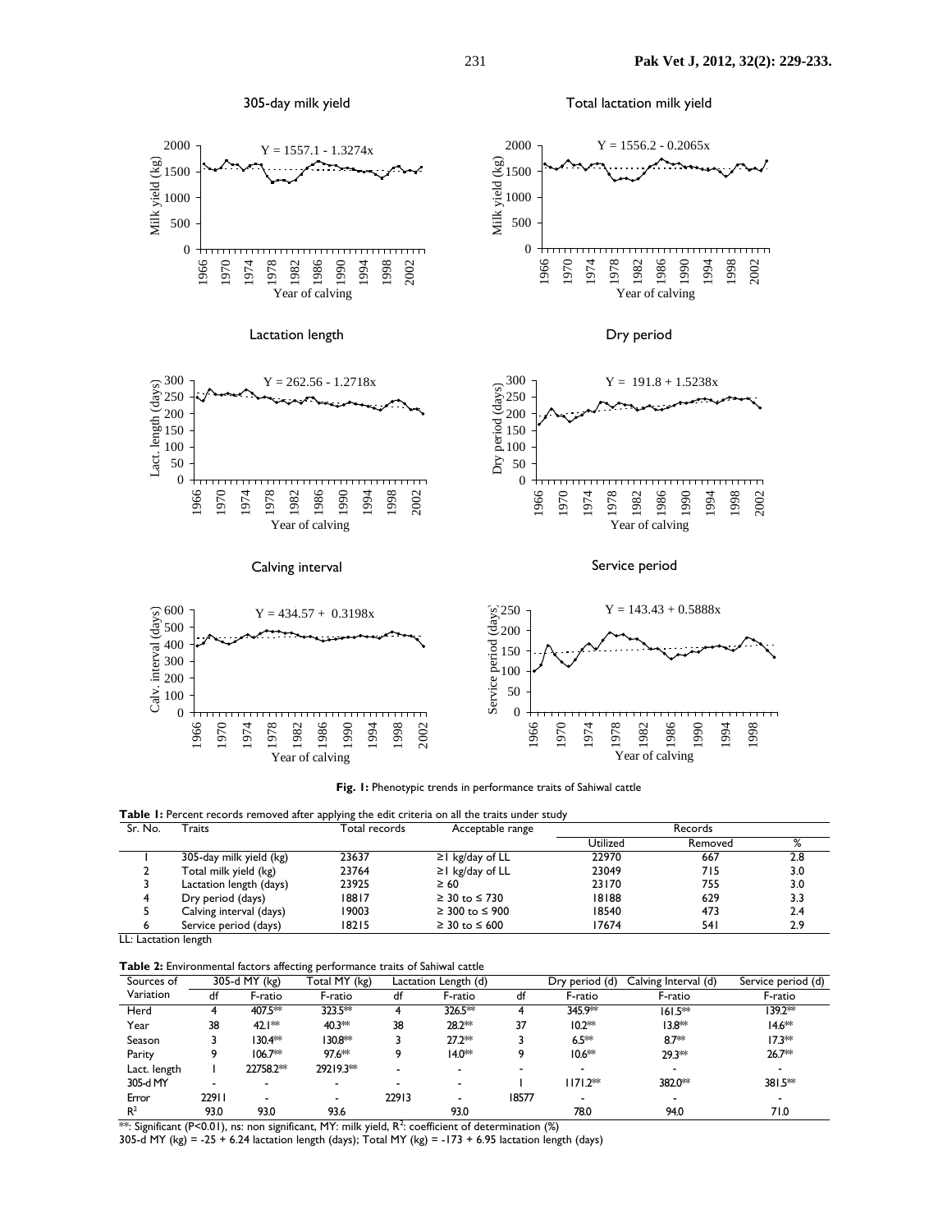**Fig. 1:** Phenotypic trends in performance traits of Sahiwal cattle

**Table 1:** Percent records removed after applying the edit criteria on all the traits under study

| Sr. No. | Traits | Total records | Acceptable range | Records | | |
|---|---|---|---|---|---|---|
| | | | | Utilized | Removed | % |
| 1 | 305-day milk yield (kg) | 23637 | ≥1 kg/day of LL | 22970 | 667 | 2.8 |
| 2 | Total milk yield (kg) | 23764 | ≥1 kg/day of LL | 23049 | 715 | 3.0 |
| 3 | Lactation length (days) | 23925 | ≥ 60 | 23170 | 755 | 3.0 |
| 4 | Dry period (days) | 18817 | ≥ 30 to ≤ 730 | 18188 | 629 | 3.3 |
| 5 | Calving interval (days) | 19003 | ≥ 300 to ≤ 900 | 18540 | 473 | 2.4 |
| 6 | Service period (days) | 18215 | ≥ 30 to ≤ 600 | 17674 | 541 | 2.9 |

LL: Lactation length

**Table 2:** Environmental factors affecting performance traits of Sahiwal cattle

| Sources of Variation | 305-d MY (kg) | | Total MY (kg) | Lactation Length (d) | | Dry period (d) | | Calving Interval (d) | Service period (d) |
|---|---|---|---|---|---|---|---|---|---|
| | df | F-ratio | F-ratio | df | F-ratio | df | F-ratio | F-ratio | F-ratio |
| Herd | 4 | 407.5** | 323.5** | 4 | 326.5** | 4 | 345.9** | 161.5** | 139.2** |
| Year | 38 | 42.1** | 40.3** | 38 | 28.2** | 37 | 10.2** | 13.8** | 14.6** |
| Season | 3 | 130.4** | 130.8** | 3 | 27.2** | 3 | 6.5** | 8.7** | 17.3** |
| Parity | 9 | 106.7** | 97.6** | 9 | 14.0** | 9 | 10.6** | 29.3** | 26.7** |
| Lact. length | 1 | 22758.2** | 29219.3** | - | - | - | - | - | - |
| 305-d MY | - | - | - | - | - | 1 | 1171.2** | 382.0** | 381.5** |
| Error | 22911 | - | - | 22913 | - | 18577 | - | - | - |
| $R^2$ | 93.0 | 93.0 | 93.6 | | 93.0 | | 78.0 | 94.0 | 71.0 |

**: Significant ($P<0.01$), ns: non significant, MY: milk yield, $R^2$: coefficient of determination (%)

305-d MY (kg) = -25 + 6.24 lactation length (days); Total MY (kg) = -173 + 6.95 lactation length (days)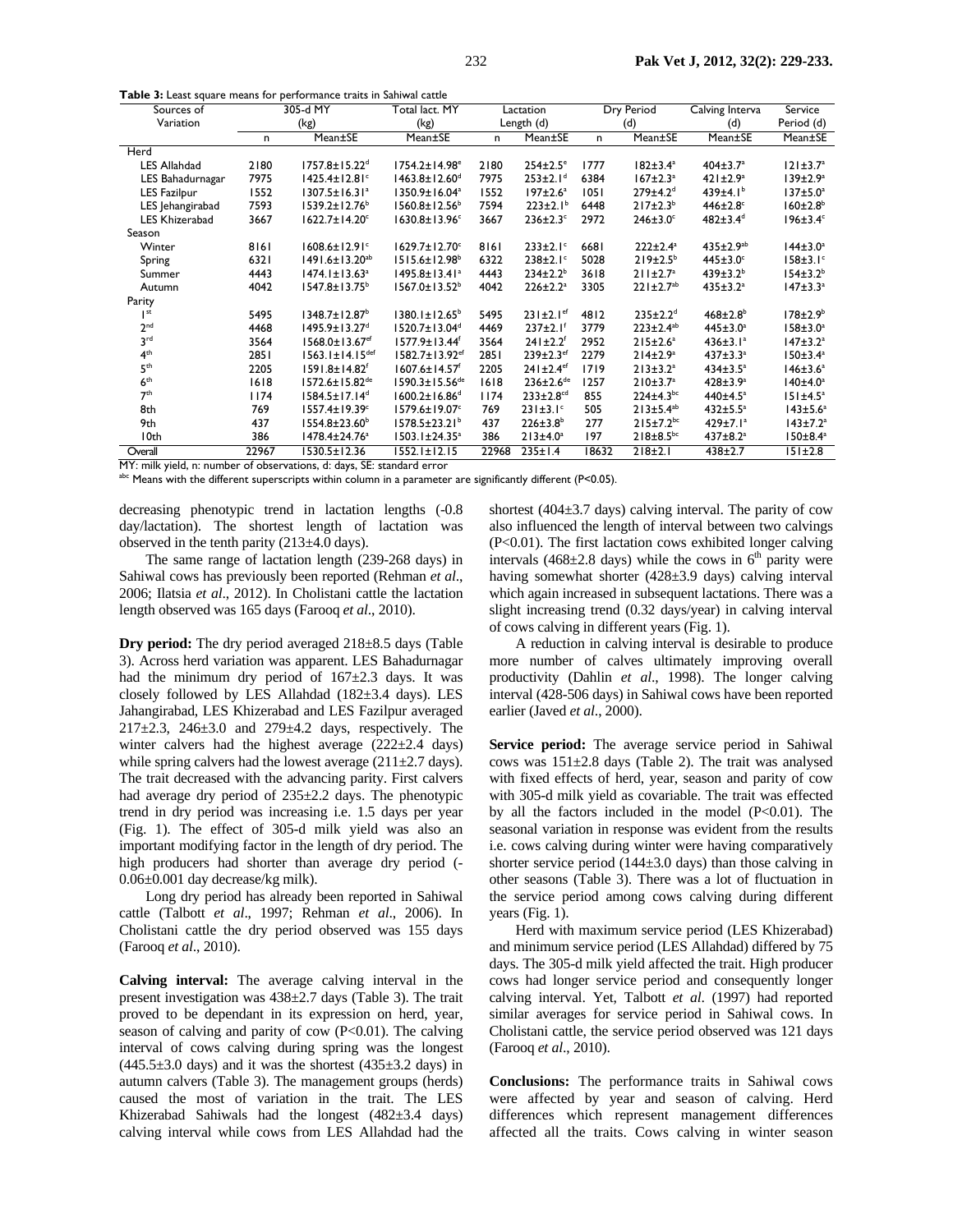**Table 3:** Least square means for performance traits in Sahiwal cattle

| Sources of Variation | 305-d MY (kg) | | Total lact. MY (kg) | Lactation Length (d) | | Dry Period (d) | | Calving Interva (d) | Service Period (d) |
|---|---|---|---|---|---|---|---|---|---|
| | n | Mean±SE | Mean±SE | n | Mean±SE | n | Mean±SE | Mean±SE | Mean±SE |
| Herd | | | | | | | | | |
| LES Allahdad | 2180 | 1757.8±15.22[d] | 1754.2±14.98[e] | 2180 | 254±2.5[e] | 1777 | 182±3.4[a] | 404±3.7[a] | 121±3.7[a] |
| LES Bahadurnagar | 7975 | 1425.4±12.81[c] | 1463.8±12.60[d] | 7975 | 253±2.1[d] | 6384 | 167±2.3[a] | 421±2.9[a] | 139±2.9[a] |
| LES Fazilpur | 1552 | 1307.5±16.31[a] | 1350.9±16.04[a] | 1552 | 197±2.6[a] | 1051 | 279±4.2[d] | 439±4.1[b] | 137±5.0[a] |
| LES Jehangirabad | 7593 | 1539.2±12.76[b] | 1560.8±12.56[b] | 7594 | 223±2.1[b] | 6448 | 217±2.3[b] | 446±2.8[c] | 160±2.8[b] |
| LES Khizerabad | 3667 | 1622.7±14.20[c] | 1630.8±13.96[c] | 3667 | 236±2.3[c] | 2972 | 246±3.0[c] | 482±3.4[d] | 196±3.4[c] |
| Season | | | | | | | | | |
| Winter | 8161 | 1608.6±12.91[c] | 1629.7±12.70[c] | 8161 | 233±2.1[c] | 6681 | 222±2.4[a] | 435±2.9[ab] | 144±3.0[a] |
| Spring | 6321 | 1491.6±13.20[ab] | 1515.6±12.98[b] | 6322 | 238±2.1[c] | 5028 | 219±2.5[b] | 445±3.0[c] | 158±3.1[c] |
| Summer | 4443 | 1474.1±13.63[a] | 1495.8±13.41[a] | 4443 | 234±2.2[b] | 3618 | 211±2.7[a] | 439±3.2[b] | 154±3.2[b] |
| Autumn | 4042 | 1547.8±13.75[b] | 1567.0±13.52[b] | 4042 | 226±2.2[a] | 3305 | 221±2.7[ab] | 435±3.2[a] | 147±3.3[a] |
| Parity | | | | | | | | | |
| 1st | 5495 | 1348.7±12.87[b] | 1380.1±12.65[b] | 5495 | 231±2.1[ef] | 4812 | 235±2.2[d] | 468±2.8[b] | 178±2.9[b] |
| 2nd | 4468 | 1495.9±13.27[d] | 1520.7±13.04[d] | 4469 | 237±2.1[f] | 3779 | 223±2.4[ab] | 445±3.0[a] | 158±3.0[a] |
| 3rd | 3564 | 1568.0±13.67[ef] | 1577.9±13.44[f] | 3564 | 241±2.2[f] | 2952 | 215±2.6[a] | 436±3.1[a] | 147±3.2[a] |
| 4th | 2851 | 1563.1±14.15[def] | 1582.7±13.92[ef] | 2851 | 239±2.3[ef] | 2279 | 214±2.9[a] | 437±3.3[a] | 150±3.4[a] |
| 5th | 2205 | 1591.8±14.82[f] | 1607.6±14.57[f] | 2205 | 241±2.4[ef] | 1719 | 213±3.2[a] | 434±3.5[a] | 146±3.6[a] |
| 6th | 1618 | 1572.6±15.82[de] | 1590.3±15.56[de] | 1618 | 236±2.6[de] | 1257 | 210±3.7[a] | 428±3.9[a] | 140±4.0[a] |
| 7th | 1174 | 1584.5±17.14[d] | 1600.2±16.86[d] | 1174 | 233±2.8[cd] | 855 | 224±4.3[bc] | 440±4.5[a] | 151±4.5[a] |
| 8th | 769 | 1557.4±19.39[c] | 1579.6±19.07[c] | 769 | 231±3.1[c] | 505 | 213±5.4[ab] | 432±5.5[a] | 143±5.6[a] |
| 9th | 437 | 1554.8±23.60[b] | 1578.5±23.21[b] | 437 | 226±3.8[b] | 277 | 215±7.2[bc] | 429±7.1[a] | 143±7.2[a] |
| 10th | 386 | 1478.4±24.76[a] | 1503.1±24.35[a] | 386 | 213±4.0[a] | 197 | 218±8.5[bc] | 437±8.2[a] | 150±8.4[a] |
| Overall | 22967 | 1530.5±12.36 | 1552.1±12.15 | 22968 | 235±1.4 | 18632 | 218±2.1 | 438±2.7 | 151±2.8 |

MY: milk yield, n: number of observations, d: days, SE: standard error
[abc] Means with the different superscripts within column in a parameter are significantly different (P<0.05).

decreasing phenotypic trend in lactation lengths (-0.8 day/lactation). The shortest length of lactation was observed in the tenth parity (213±4.0 days).

The same range of lactation length (239-268 days) in Sahiwal cows has previously been reported (Rehman *et al*., 2006; Ilatsia *et al*., 2012). In Cholistani cattle the lactation length observed was 165 days (Farooq *et al*., 2010).

**Dry period:** The dry period averaged 218±8.5 days (Table 3). Across herd variation was apparent. LES Bahadurnagar had the minimum dry period of 167±2.3 days. It was closely followed by LES Allahdad (182±3.4 days). LES Jahangirabad, LES Khizerabad and LES Fazilpur averaged 217±2.3, 246±3.0 and 279±4.2 days, respectively. The winter calvers had the highest average (222±2.4 days) while spring calvers had the lowest average (211±2.7 days). The trait decreased with the advancing parity. First calvers had average dry period of 235±2.2 days. The phenotypic trend in dry period was increasing i.e. 1.5 days per year (Fig. 1). The effect of 305-d milk yield was also an important modifying factor in the length of dry period. The high producers had shorter than average dry period (-0.06±0.001 day decrease/kg milk).

Long dry period has already been reported in Sahiwal cattle (Talbott *et al*., 1997; Rehman *et al*., 2006). In Cholistani cattle the dry period observed was 155 days (Farooq *et al*., 2010).

**Calving interval:** The average calving interval in the present investigation was 438±2.7 days (Table 3). The trait proved to be dependant in its expression on herd, year, season of calving and parity of cow (P<0.01). The calving interval of cows calving during spring was the longest (445.5±3.0 days) and it was the shortest (435±3.2 days) in autumn calvers (Table 3). The management groups (herds) caused the most of variation in the trait. The LES Khizerabad Sahiwals had the longest (482±3.4 days) calving interval while cows from LES Allahdad had the shortest (404±3.7 days) calving interval. The parity of cow also influenced the length of interval between two calvings (P<0.01). The first lactation cows exhibited longer calving intervals (468±2.8 days) while the cows in 6th parity were having somewhat shorter (428±3.9 days) calving interval which again increased in subsequent lactations. There was a slight increasing trend (0.32 days/year) in calving interval of cows calving in different years (Fig. 1).

A reduction in calving interval is desirable to produce more number of calves ultimately improving overall productivity (Dahlin *et al*., 1998). The longer calving interval (428-506 days) in Sahiwal cows have been reported earlier (Javed *et al*., 2000).

**Service period:** The average service period in Sahiwal cows was 151±2.8 days (Table 2). The trait was analysed with fixed effects of herd, year, season and parity of cow with 305-d milk yield as covariable. The trait was effected by all the factors included in the model (P<0.01). The seasonal variation in response was evident from the results i.e. cows calving during winter were having comparatively shorter service period (144±3.0 days) than those calving in other seasons (Table 3). There was a lot of fluctuation in the service period among cows calving during different years (Fig. 1).

Herd with maximum service period (LES Khizerabad) and minimum service period (LES Allahdad) differed by 75 days. The 305-d milk yield affected the trait. High producer cows had longer service period and consequently longer calving interval. Yet, Talbott *et al*. (1997) had reported similar averages for service period in Sahiwal cows. In Cholistani cattle, the service period observed was 121 days (Farooq *et al*., 2010).

**Conclusions:** The performance traits in Sahiwal cows were affected by year and season of calving. Herd differences which represent management differences affected all the traits. Cows calving in winter season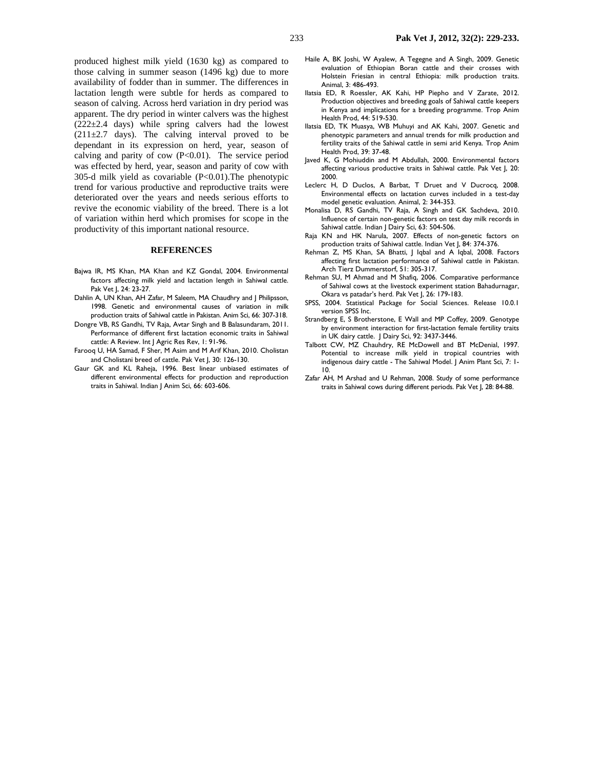produced highest milk yield (1630 kg) as compared to those calving in summer season (1496 kg) due to more availability of fodder than in summer. The differences in lactation length were subtle for herds as compared to season of calving. Across herd variation in dry period was apparent. The dry period in winter calvers was the highest (222±2.4 days) while spring calvers had the lowest (211±2.7 days). The calving interval proved to be dependant in its expression on herd, year, season of calving and parity of cow (P<0.01). The service period was effected by herd, year, season and parity of cow with 305-d milk yield as covariable (P<0.01).The phenotypic trend for various productive and reproductive traits were deteriorated over the years and needs serious efforts to revive the economic viability of the breed. There is a lot of variation within herd which promises for scope in the productivity of this important national resource.

## REFERENCES

Bajwa IR, MS Khan, MA Khan and KZ Gondal, 2004. Environmental factors affecting milk yield and lactation length in Sahiwal cattle. Pak Vet J, 24: 23-27.

Dahlin A, UN Khan, AH Zafar, M Saleem, MA Chaudhry and J Philipsson, 1998. Genetic and environmental causes of variation in milk production traits of Sahiwal cattle in Pakistan. Anim Sci, 66: 307-318.

Dongre VB, RS Gandhi, TV Raja, Avtar Singh and B Balasundaram, 2011. Performance of different first lactation economic traits in Sahiwal cattle: A Review. Int J Agric Res Rev, 1: 91-96.

Farooq U, HA Samad, F Sher, M Asim and M Arif Khan, 2010. Cholistan and Cholistani breed of cattle. Pak Vet J, 30: 126-130.

Gaur GK and KL Raheja, 1996. Best linear unbiased estimates of different environmental effects for production and reproduction traits in Sahiwal. Indian J Anim Sci, 66: 603-606.

Haile A, BK Joshi, W Ayalew, A Tegegne and A Singh, 2009. Genetic evaluation of Ethiopian Boran cattle and their crosses with Holstein Friesian in central Ethiopia: milk production traits. Animal, 3: 486-493.

Ilatsia ED, R Roessler, AK Kahi, HP Piepho and V Zarate, 2012. Production objectives and breeding goals of Sahiwal cattle keepers in Kenya and implications for a breeding programme. Trop Anim Health Prod, 44: 519-530.

Ilatsia ED, TK Muasya, WB Muhuyi and AK Kahi, 2007. Genetic and phenotypic parameters and annual trends for milk production and fertility traits of the Sahiwal cattle in semi arid Kenya. Trop Anim Health Prod, 39: 37-48.

Javed K, G Mohiuddin and M Abdullah, 2000. Environmental factors affecting various productive traits in Sahiwal cattle. Pak Vet J, 20: 2000.

Leclerc H, D Duclos, A Barbat, T Druet and V Ducrocq, 2008. Environmental effects on lactation curves included in a test-day model genetic evaluation. Animal, 2: 344-353.

Monalisa D, RS Gandhi, TV Raja, A Singh and GK Sachdeva, 2010. Influence of certain non-genetic factors on test day milk records in Sahiwal cattle. Indian J Dairy Sci, 63: 504-506.

Raja KN and HK Narula, 2007. Effects of non-genetic factors on production traits of Sahiwal cattle. Indian Vet J, 84: 374-376.

Rehman Z, MS Khan, SA Bhatti, J Iqbal and A Iqbal, 2008. Factors affecting first lactation performance of Sahiwal cattle in Pakistan. Arch Tierz Dummerstorf, 51: 305-317.

Rehman SU, M Ahmad and M Shafiq, 2006. Comparative performance of Sahiwal cows at the livestock experiment station Bahadurnagar, Okara vs patadar's herd. Pak Vet J, 26: 179-183.

SPSS, 2004. Statistical Package for Social Sciences. Release 10.0.1 version SPSS Inc.

Strandberg E, S Brotherstone, E Wall and MP Coffey, 2009. Genotype by environment interaction for first-lactation female fertility traits in UK dairy cattle. J Dairy Sci, 92: 3437-3446.

Talbott CW, MZ Chauhdry, RE McDowell and BT McDenial, 1997. Potential to increase milk yield in tropical countries with indigenous dairy cattle - The Sahiwal Model. J Anim Plant Sci, 7: 1-10.

Zafar AH, M Arshad and U Rehman, 2008. Study of some performance traits in Sahiwal cows during different periods. Pak Vet J, 28: 84-88.